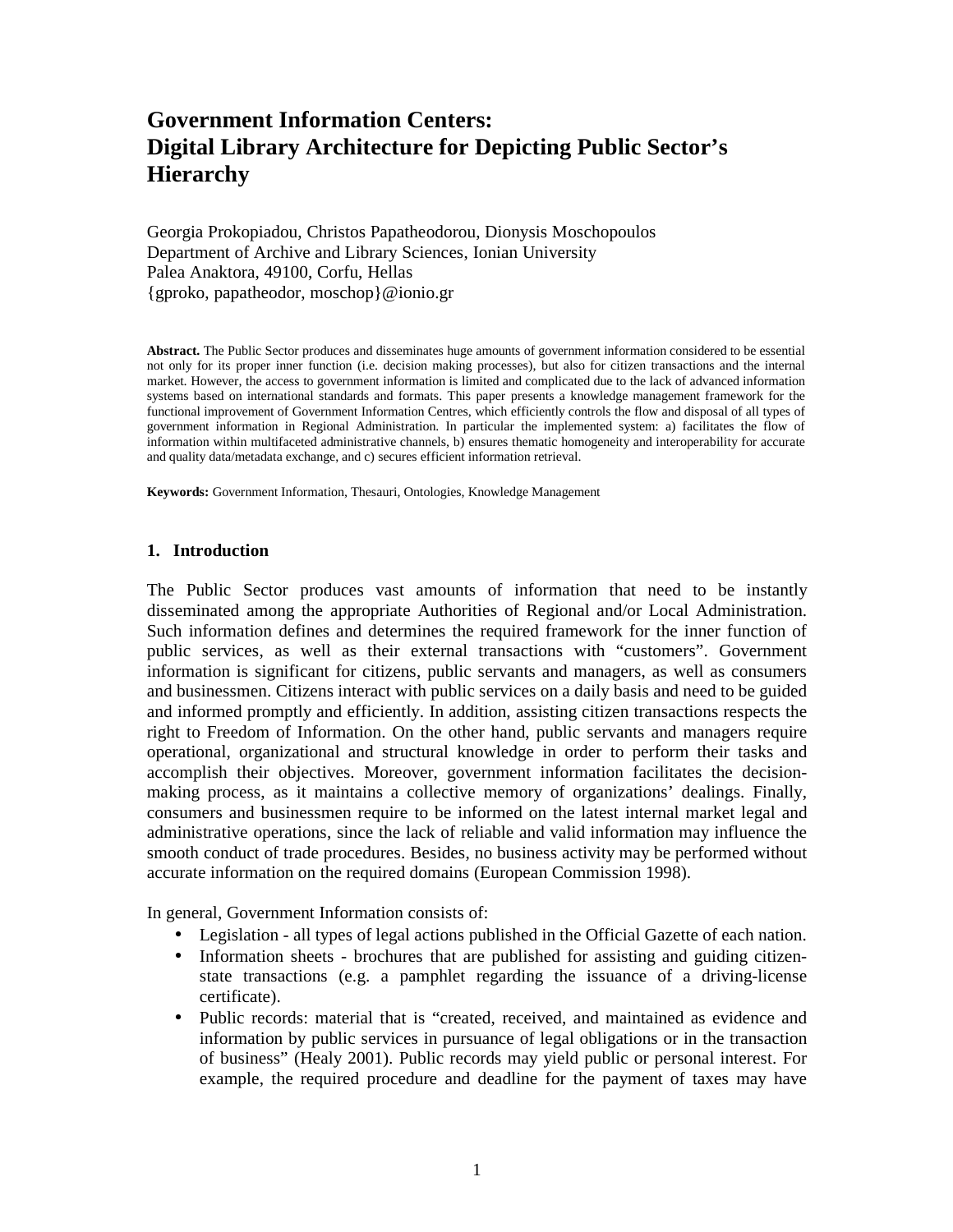# Government Information Centers: Digital Library Architecture for Depicting Public Sector's Hierarchy

Georgia Prokopiadou, Christos Papatheodorou, Dionysis Moschopoulos
Department of Archive and Library Sciences, Ionian University
Palea Anaktora, 49100, Corfu, Hellas
{gproko, papatheodor, moschop}@ionio.gr

**Abstract.** The Public Sector produces and disseminates huge amounts of government information considered to be essential not only for its proper inner function (i.e. decision making processes), but also for citizen transactions and the internal market. However, the access to government information is limited and complicated due to the lack of advanced information systems based on international standards and formats. This paper presents a knowledge management framework for the functional improvement of Government Information Centres, which efficiently controls the flow and disposal of all types of government information in Regional Administration. In particular the implemented system: a) facilitates the flow of information within multifaceted administrative channels, b) ensures thematic homogeneity and interoperability for accurate and quality data/metadata exchange, and c) secures efficient information retrieval.

**Keywords:** Government Information, Thesauri, Ontologies, Knowledge Management

## 1. Introduction

The Public Sector produces vast amounts of information that need to be instantly disseminated among the appropriate Authorities of Regional and/or Local Administration. Such information defines and determines the required framework for the inner function of public services, as well as their external transactions with "customers". Government information is significant for citizens, public servants and managers, as well as consumers and businessmen. Citizens interact with public services on a daily basis and need to be guided and informed promptly and efficiently. In addition, assisting citizen transactions respects the right to Freedom of Information. On the other hand, public servants and managers require operational, organizational and structural knowledge in order to perform their tasks and accomplish their objectives. Moreover, government information facilitates the decision-making process, as it maintains a collective memory of organizations' dealings. Finally, consumers and businessmen require to be informed on the latest internal market legal and administrative operations, since the lack of reliable and valid information may influence the smooth conduct of trade procedures. Besides, no business activity may be performed without accurate information on the required domains (European Commission 1998).

In general, Government Information consists of:

- Legislation - all types of legal actions published in the Official Gazette of each nation.
- Information sheets - brochures that are published for assisting and guiding citizen-state transactions (e.g. a pamphlet regarding the issuance of a driving-license certificate).
- Public records: material that is "created, received, and maintained as evidence and information by public services in pursuance of legal obligations or in the transaction of business" (Healy 2001). Public records may yield public or personal interest. For example, the required procedure and deadline for the payment of taxes may have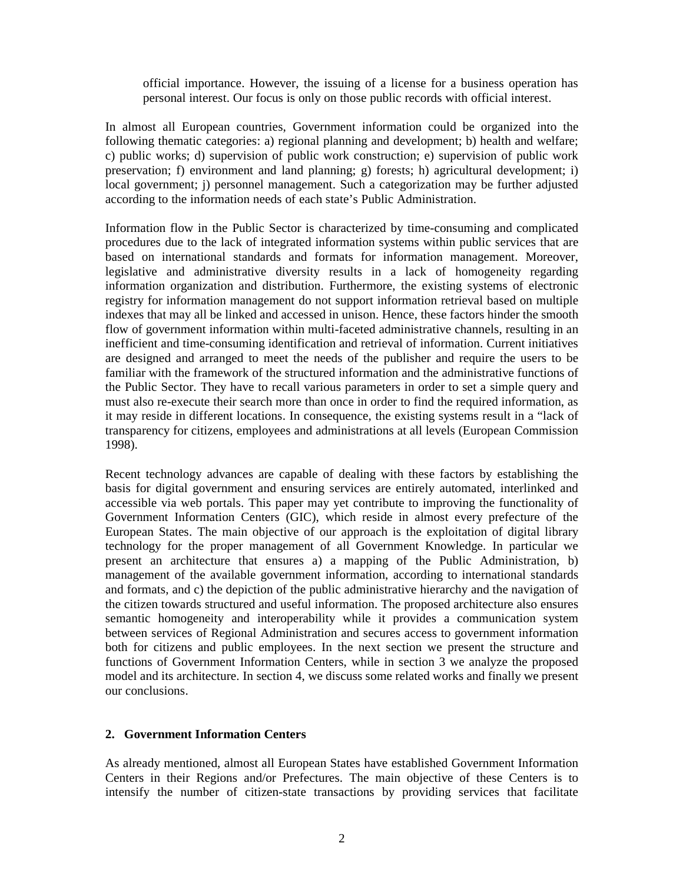> official importance. However, the issuing of a license for a business operation has personal interest. Our focus is only on those public records with official interest.

In almost all European countries, Government information could be organized into the following thematic categories: a) regional planning and development; b) health and welfare; c) public works; d) supervision of public work construction; e) supervision of public work preservation; f) environment and land planning; g) forests; h) agricultural development; i) local government; j) personnel management. Such a categorization may be further adjusted according to the information needs of each state's Public Administration.

Information flow in the Public Sector is characterized by time-consuming and complicated procedures due to the lack of integrated information systems within public services that are based on international standards and formats for information management. Moreover, legislative and administrative diversity results in a lack of homogeneity regarding information organization and distribution. Furthermore, the existing systems of electronic registry for information management do not support information retrieval based on multiple indexes that may all be linked and accessed in unison. Hence, these factors hinder the smooth flow of government information within multi-faceted administrative channels, resulting in an inefficient and time-consuming identification and retrieval of information. Current initiatives are designed and arranged to meet the needs of the publisher and require the users to be familiar with the framework of the structured information and the administrative functions of the Public Sector. They have to recall various parameters in order to set a simple query and must also re-execute their search more than once in order to find the required information, as it may reside in different locations. In consequence, the existing systems result in a "lack of transparency for citizens, employees and administrations at all levels (European Commission 1998).

Recent technology advances are capable of dealing with these factors by establishing the basis for digital government and ensuring services are entirely automated, interlinked and accessible via web portals. This paper may yet contribute to improving the functionality of Government Information Centers (GIC), which reside in almost every prefecture of the European States. The main objective of our approach is the exploitation of digital library technology for the proper management of all Government Knowledge. In particular we present an architecture that ensures a) a mapping of the Public Administration, b) management of the available government information, according to international standards and formats, and c) the depiction of the public administrative hierarchy and the navigation of the citizen towards structured and useful information. The proposed architecture also ensures semantic homogeneity and interoperability while it provides a communication system between services of Regional Administration and secures access to government information both for citizens and public employees. In the next section we present the structure and functions of Government Information Centers, while in section 3 we analyze the proposed model and its architecture. In section 4, we discuss some related works and finally we present our conclusions.

## 2. Government Information Centers

As already mentioned, almost all European States have established Government Information Centers in their Regions and/or Prefectures. The main objective of these Centers is to intensify the number of citizen-state transactions by providing services that facilitate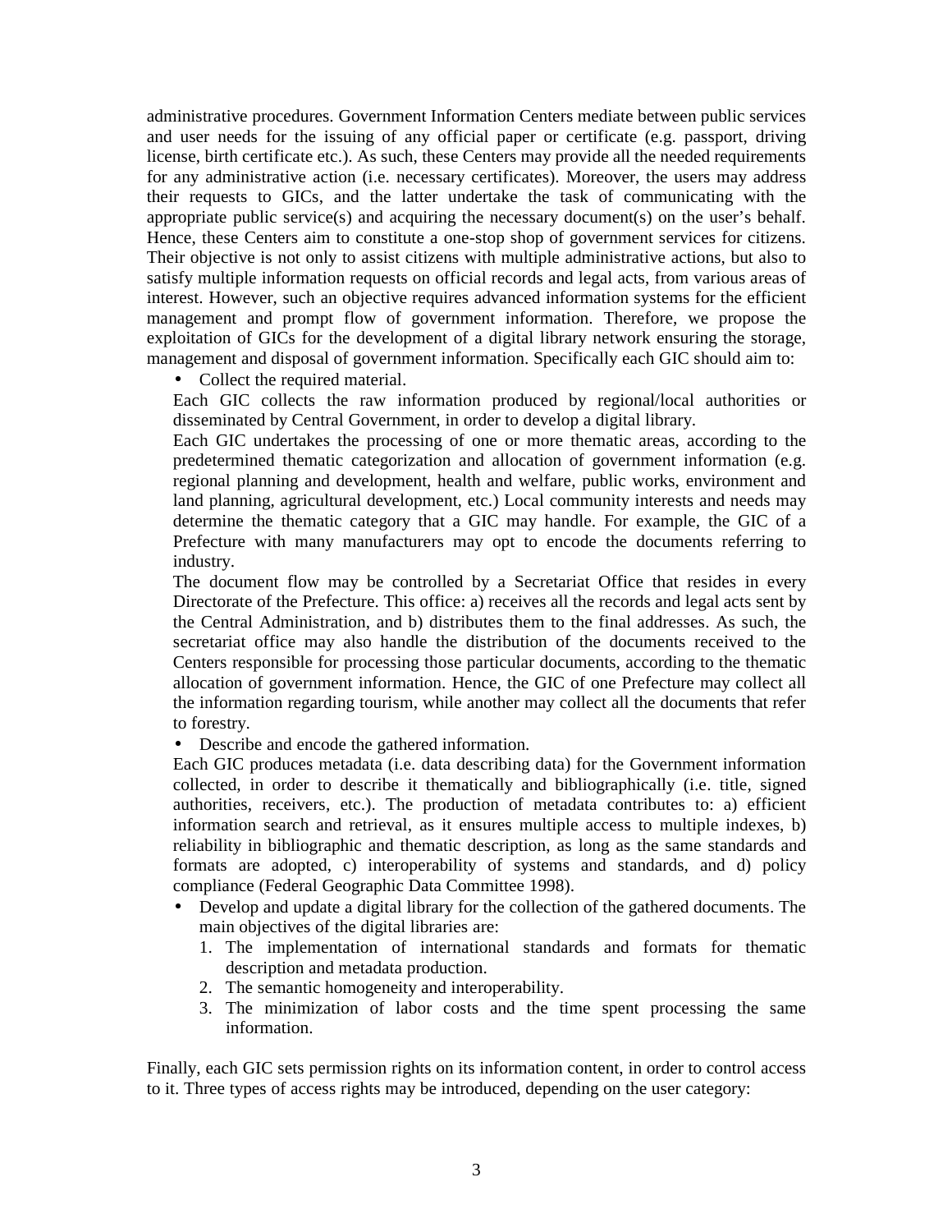administrative procedures. Government Information Centers mediate between public services and user needs for the issuing of any official paper or certificate (e.g. passport, driving license, birth certificate etc.). As such, these Centers may provide all the needed requirements for any administrative action (i.e. necessary certificates). Moreover, the users may address their requests to GICs, and the latter undertake the task of communicating with the appropriate public service(s) and acquiring the necessary document(s) on the user's behalf. Hence, these Centers aim to constitute a one-stop shop of government services for citizens. Their objective is not only to assist citizens with multiple administrative actions, but also to satisfy multiple information requests on official records and legal acts, from various areas of interest. However, such an objective requires advanced information systems for the efficient management and prompt flow of government information. Therefore, we propose the exploitation of GICs for the development of a digital library network ensuring the storage, management and disposal of government information. Specifically each GIC should aim to:

- Collect the required material.

  Each GIC collects the raw information produced by regional/local authorities or disseminated by Central Government, in order to develop a digital library.

  Each GIC undertakes the processing of one or more thematic areas, according to the predetermined thematic categorization and allocation of government information (e.g. regional planning and development, health and welfare, public works, environment and land planning, agricultural development, etc.) Local community interests and needs may determine the thematic category that a GIC may handle. For example, the GIC of a Prefecture with many manufacturers may opt to encode the documents referring to industry.

  The document flow may be controlled by a Secretariat Office that resides in every Directorate of the Prefecture. This office: a) receives all the records and legal acts sent by the Central Administration, and b) distributes them to the final addresses. As such, the secretariat office may also handle the distribution of the documents received to the Centers responsible for processing those particular documents, according to the thematic allocation of government information. Hence, the GIC of one Prefecture may collect all the information regarding tourism, while another may collect all the documents that refer to forestry.

- Describe and encode the gathered information.

  Each GIC produces metadata (i.e. data describing data) for the Government information collected, in order to describe it thematically and bibliographically (i.e. title, signed authorities, receivers, etc.). The production of metadata contributes to: a) efficient information search and retrieval, as it ensures multiple access to multiple indexes, b) reliability in bibliographic and thematic description, as long as the same standards and formats are adopted, c) interoperability of systems and standards, and d) policy compliance (Federal Geographic Data Committee 1998).

- Develop and update a digital library for the collection of the gathered documents. The main objectives of the digital libraries are:
  1. The implementation of international standards and formats for thematic description and metadata production.
  2. The semantic homogeneity and interoperability.
  3. The minimization of labor costs and the time spent processing the same information.

Finally, each GIC sets permission rights on its information content, in order to control access to it. Three types of access rights may be introduced, depending on the user category: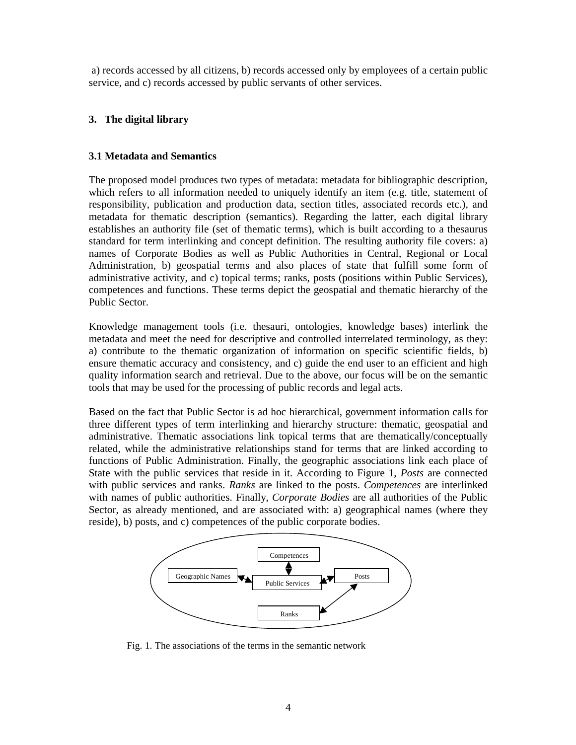a) records accessed by all citizens, b) records accessed only by employees of a certain public service, and c) records accessed by public servants of other services.

## 3. The digital library

### 3.1 Metadata and Semantics

The proposed model produces two types of metadata: metadata for bibliographic description, which refers to all information needed to uniquely identify an item (e.g. title, statement of responsibility, publication and production data, section titles, associated records etc.), and metadata for thematic description (semantics). Regarding the latter, each digital library establishes an authority file (set of thematic terms), which is built according to a thesaurus standard for term interlinking and concept definition. The resulting authority file covers: a) names of Corporate Bodies as well as Public Authorities in Central, Regional or Local Administration, b) geospatial terms and also places of state that fulfill some form of administrative activity, and c) topical terms; ranks, posts (positions within Public Services), competences and functions. These terms depict the geospatial and thematic hierarchy of the Public Sector.

Knowledge management tools (i.e. thesauri, ontologies, knowledge bases) interlink the metadata and meet the need for descriptive and controlled interrelated terminology, as they: a) contribute to the thematic organization of information on specific scientific fields, b) ensure thematic accuracy and consistency, and c) guide the end user to an efficient and high quality information search and retrieval. Due to the above, our focus will be on the semantic tools that may be used for the processing of public records and legal acts.

Based on the fact that Public Sector is ad hoc hierarchical, government information calls for three different types of term interlinking and hierarchy structure: thematic, geospatial and administrative. Thematic associations link topical terms that are thematically/conceptually related, while the administrative relationships stand for terms that are linked according to functions of Public Administration. Finally, the geographic associations link each place of State with the public services that reside in it. According to Figure 1, *Posts* are connected with public services and ranks. *Ranks* are linked to the posts. *Competences* are interlinked with names of public authorities. Finally, *Corporate Bodies* are all authorities of the Public Sector, as already mentioned, and are associated with: a) geographical names (where they reside), b) posts, and c) competences of the public corporate bodies.

Competences

Geographic Names

Public Services

Posts

Ranks

Fig. 1. The associations of the terms in the semantic network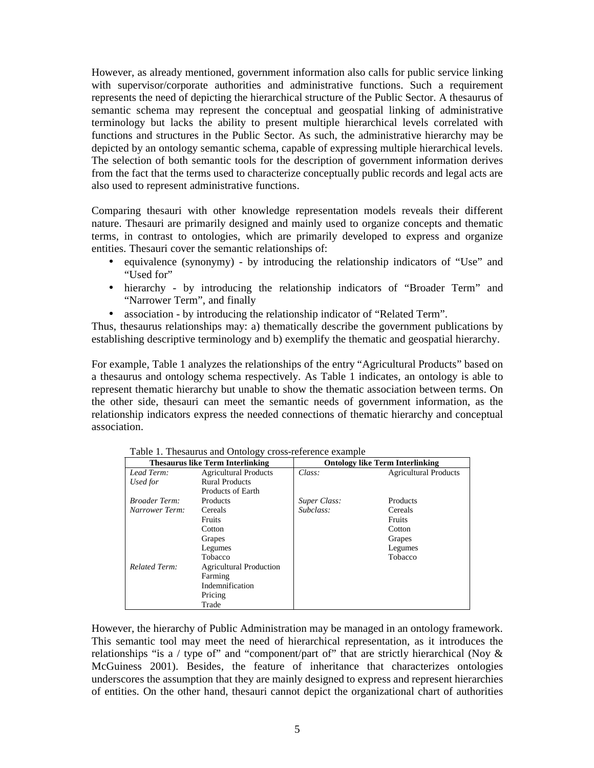However, as already mentioned, government information also calls for public service linking with supervisor/corporate authorities and administrative functions. Such a requirement represents the need of depicting the hierarchical structure of the Public Sector. A thesaurus of semantic schema may represent the conceptual and geospatial linking of administrative terminology but lacks the ability to present multiple hierarchical levels correlated with functions and structures in the Public Sector. As such, the administrative hierarchy may be depicted by an ontology semantic schema, capable of expressing multiple hierarchical levels. The selection of both semantic tools for the description of government information derives from the fact that the terms used to characterize conceptually public records and legal acts are also used to represent administrative functions.

Comparing thesauri with other knowledge representation models reveals their different nature. Thesauri are primarily designed and mainly used to organize concepts and thematic terms, in contrast to ontologies, which are primarily developed to express and organize entities. Thesauri cover the semantic relationships of:

- equivalence (synonymy) - by introducing the relationship indicators of "Use" and "Used for"
- hierarchy - by introducing the relationship indicators of "Broader Term" and "Narrower Term", and finally
- association - by introducing the relationship indicator of "Related Term".

Thus, thesaurus relationships may: a) thematically describe the government publications by establishing descriptive terminology and b) exemplify the thematic and geospatial hierarchy.

For example, Table 1 analyzes the relationships of the entry "Agricultural Products" based on a thesaurus and ontology schema respectively. As Table 1 indicates, an ontology is able to represent thematic hierarchy but unable to show the thematic association between terms. On the other side, thesauri can meet the semantic needs of government information, as the relationship indicators express the needed connections of thematic hierarchy and conceptual association.

Table 1. Thesaurus and Ontology cross-reference example

| **Thesaurus like Term Interlinking** | | **Ontology like Term Interlinking** | |
|---|---|---|---|
| *Lead Term:* | Agricultural Products | *Class:* | Agricultural Products |
| *Used for* | Rural Products | | |
| | Products of Earth | | |
| *Broader Term:* | Products | *Super Class:* | Products |
| *Narrower Term:* | Cereals | *Subclass:* | Cereals |
| | Fruits | | Fruits |
| | Cotton | | Cotton |
| | Grapes | | Grapes |
| | Legumes | | Legumes |
| | Tobacco | | Tobacco |
| *Related Term:* | Agricultural Production | | |
| | Farming | | |
| | Indemnification | | |
| | Pricing | | |
| | Trade | | |

However, the hierarchy of Public Administration may be managed in an ontology framework. This semantic tool may meet the need of hierarchical representation, as it introduces the relationships "is a / type of" and "component/part of" that are strictly hierarchical (Noy & McGuiness 2001). Besides, the feature of inheritance that characterizes ontologies underscores the assumption that they are mainly designed to express and represent hierarchies of entities. On the other hand, thesauri cannot depict the organizational chart of authorities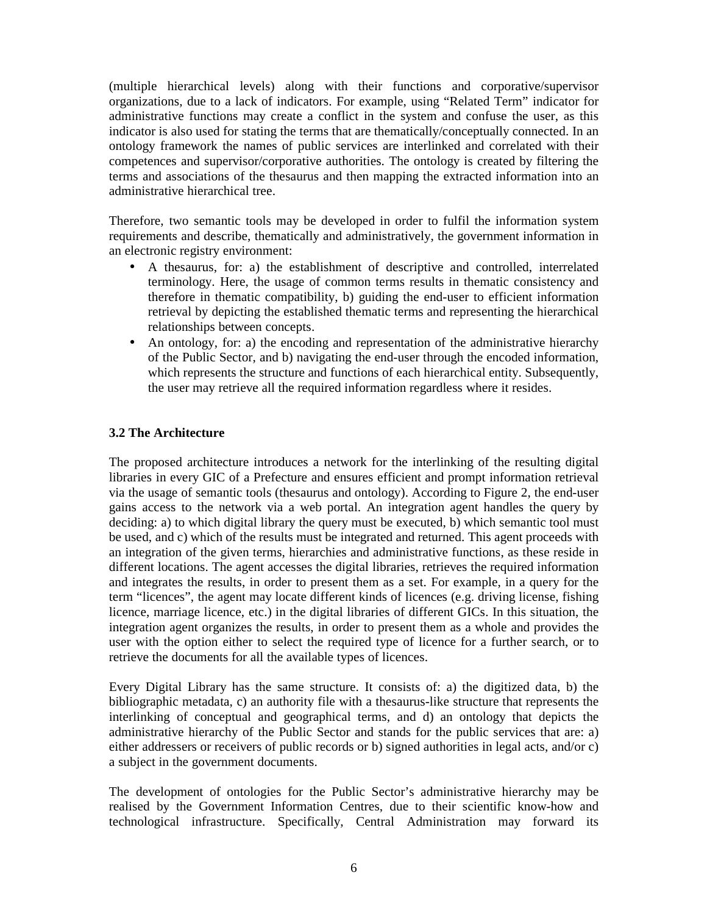(multiple hierarchical levels) along with their functions and corporative/supervisor organizations, due to a lack of indicators. For example, using “Related Term” indicator for administrative functions may create a conflict in the system and confuse the user, as this indicator is also used for stating the terms that are thematically/conceptually connected. In an ontology framework the names of public services are interlinked and correlated with their competences and supervisor/corporative authorities. The ontology is created by filtering the terms and associations of the thesaurus and then mapping the extracted information into an administrative hierarchical tree.

Therefore, two semantic tools may be developed in order to fulfil the information system requirements and describe, thematically and administratively, the government information in an electronic registry environment:

- A thesaurus, for: a) the establishment of descriptive and controlled, interrelated terminology. Here, the usage of common terms results in thematic consistency and therefore in thematic compatibility, b) guiding the end-user to efficient information retrieval by depicting the established thematic terms and representing the hierarchical relationships between concepts.
- An ontology, for: a) the encoding and representation of the administrative hierarchy of the Public Sector, and b) navigating the end-user through the encoded information, which represents the structure and functions of each hierarchical entity. Subsequently, the user may retrieve all the required information regardless where it resides.

### 3.2 The Architecture

The proposed architecture introduces a network for the interlinking of the resulting digital libraries in every GIC of a Prefecture and ensures efficient and prompt information retrieval via the usage of semantic tools (thesaurus and ontology). According to Figure 2, the end-user gains access to the network via a web portal. An integration agent handles the query by deciding: a) to which digital library the query must be executed, b) which semantic tool must be used, and c) which of the results must be integrated and returned. This agent proceeds with an integration of the given terms, hierarchies and administrative functions, as these reside in different locations. The agent accesses the digital libraries, retrieves the required information and integrates the results, in order to present them as a set. For example, in a query for the term “licences”, the agent may locate different kinds of licences (e.g. driving license, fishing licence, marriage licence, etc.) in the digital libraries of different GICs. In this situation, the integration agent organizes the results, in order to present them as a whole and provides the user with the option either to select the required type of licence for a further search, or to retrieve the documents for all the available types of licences.

Every Digital Library has the same structure. It consists of: a) the digitized data, b) the bibliographic metadata, c) an authority file with a thesaurus-like structure that represents the interlinking of conceptual and geographical terms, and d) an ontology that depicts the administrative hierarchy of the Public Sector and stands for the public services that are: a) either addressers or receivers of public records or b) signed authorities in legal acts, and/or c) a subject in the government documents.

The development of ontologies for the Public Sector’s administrative hierarchy may be realised by the Government Information Centres, due to their scientific know-how and technological infrastructure. Specifically, Central Administration may forward its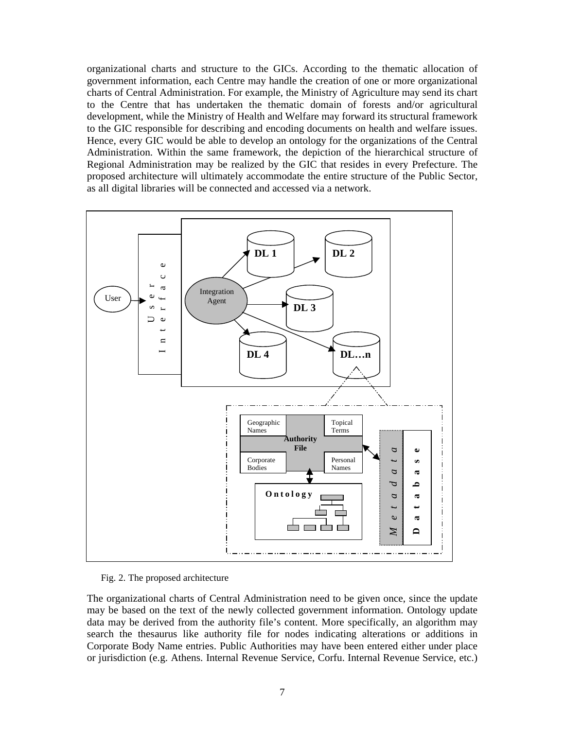organizational charts and structure to the GICs. According to the thematic allocation of government information, each Centre may handle the creation of one or more organizational charts of Central Administration. For example, the Ministry of Agriculture may send its chart to the Centre that has undertaken the thematic domain of forests and/or agricultural development, while the Ministry of Health and Welfare may forward its structural framework to the GIC responsible for describing and encoding documents on health and welfare issues. Hence, every GIC would be able to develop an ontology for the organizations of the Central Administration. Within the same framework, the depiction of the hierarchical structure of Regional Administration may be realized by the GIC that resides in every Prefecture. The proposed architecture will ultimately accommodate the entire structure of the Public Sector, as all digital libraries will be connected and accessed via a network.

Fig. 2. The proposed architecture

The organizational charts of Central Administration need to be given once, since the update may be based on the text of the newly collected government information. Ontology update data may be derived from the authority file's content. More specifically, an algorithm may search the thesaurus like authority file for nodes indicating alterations or additions in Corporate Body Name entries. Public Authorities may have been entered either under place or jurisdiction (e.g. Athens. Internal Revenue Service, Corfu. Internal Revenue Service, etc.)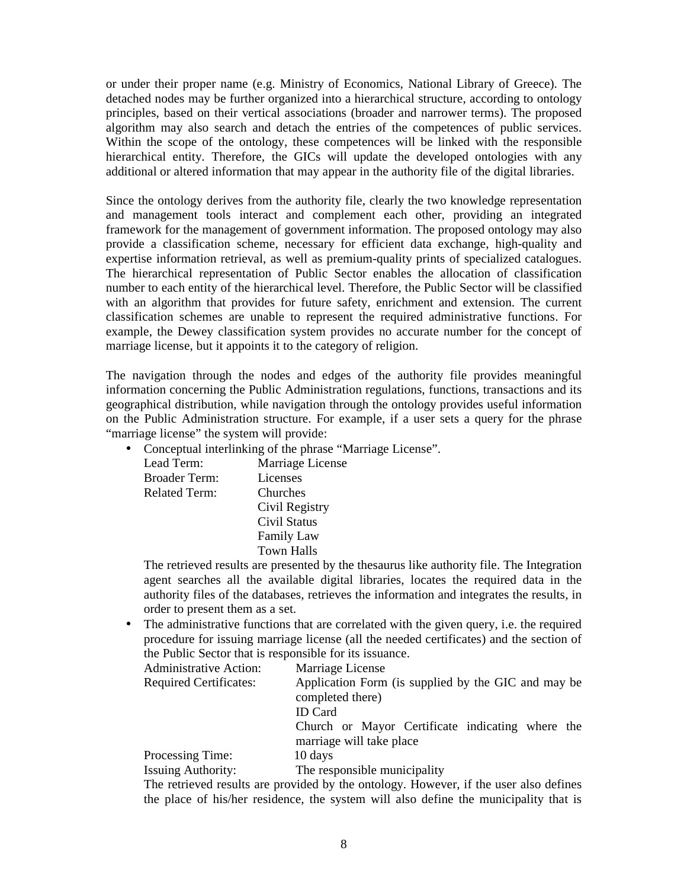or under their proper name (e.g. Ministry of Economics, National Library of Greece). The detached nodes may be further organized into a hierarchical structure, according to ontology principles, based on their vertical associations (broader and narrower terms). The proposed algorithm may also search and detach the entries of the competences of public services. Within the scope of the ontology, these competences will be linked with the responsible hierarchical entity. Therefore, the GICs will update the developed ontologies with any additional or altered information that may appear in the authority file of the digital libraries.

Since the ontology derives from the authority file, clearly the two knowledge representation and management tools interact and complement each other, providing an integrated framework for the management of government information. The proposed ontology may also provide a classification scheme, necessary for efficient data exchange, high-quality and expertise information retrieval, as well as premium-quality prints of specialized catalogues. The hierarchical representation of Public Sector enables the allocation of classification number to each entity of the hierarchical level. Therefore, the Public Sector will be classified with an algorithm that provides for future safety, enrichment and extension. The current classification schemes are unable to represent the required administrative functions. For example, the Dewey classification system provides no accurate number for the concept of marriage license, but it appoints it to the category of religion.

The navigation through the nodes and edges of the authority file provides meaningful information concerning the Public Administration regulations, functions, transactions and its geographical distribution, while navigation through the ontology provides useful information on the Public Administration structure. For example, if a user sets a query for the phrase "marriage license" the system will provide:

- Conceptual interlinking of the phrase "Marriage License".

  | | |
  |---|---|
  | Lead Term: | Marriage License |
  | Broader Term: | Licenses |
  | Related Term: | Churches |
  | | Civil Registry |
  | | Civil Status |
  | | Family Law |
  | | Town Halls |

  The retrieved results are presented by the thesaurus like authority file. The Integration agent searches all the available digital libraries, locates the required data in the authority files of the databases, retrieves the information and integrates the results, in order to present them as a set.

- The administrative functions that are correlated with the given query, i.e. the required procedure for issuing marriage license (all the needed certificates) and the section of the Public Sector that is responsible for its issuance.

  | | |
  |---|---|
  | Administrative Action: | Marriage License |
  | Required Certificates: | Application Form (is supplied by the GIC and may be completed there) |
  | | ID Card |
  | | Church or Mayor Certificate indicating where the marriage will take place |
  | Processing Time: | 10 days |
  | Issuing Authority: | The responsible municipality |

  The retrieved results are provided by the ontology. However, if the user also defines the place of his/her residence, the system will also define the municipality that is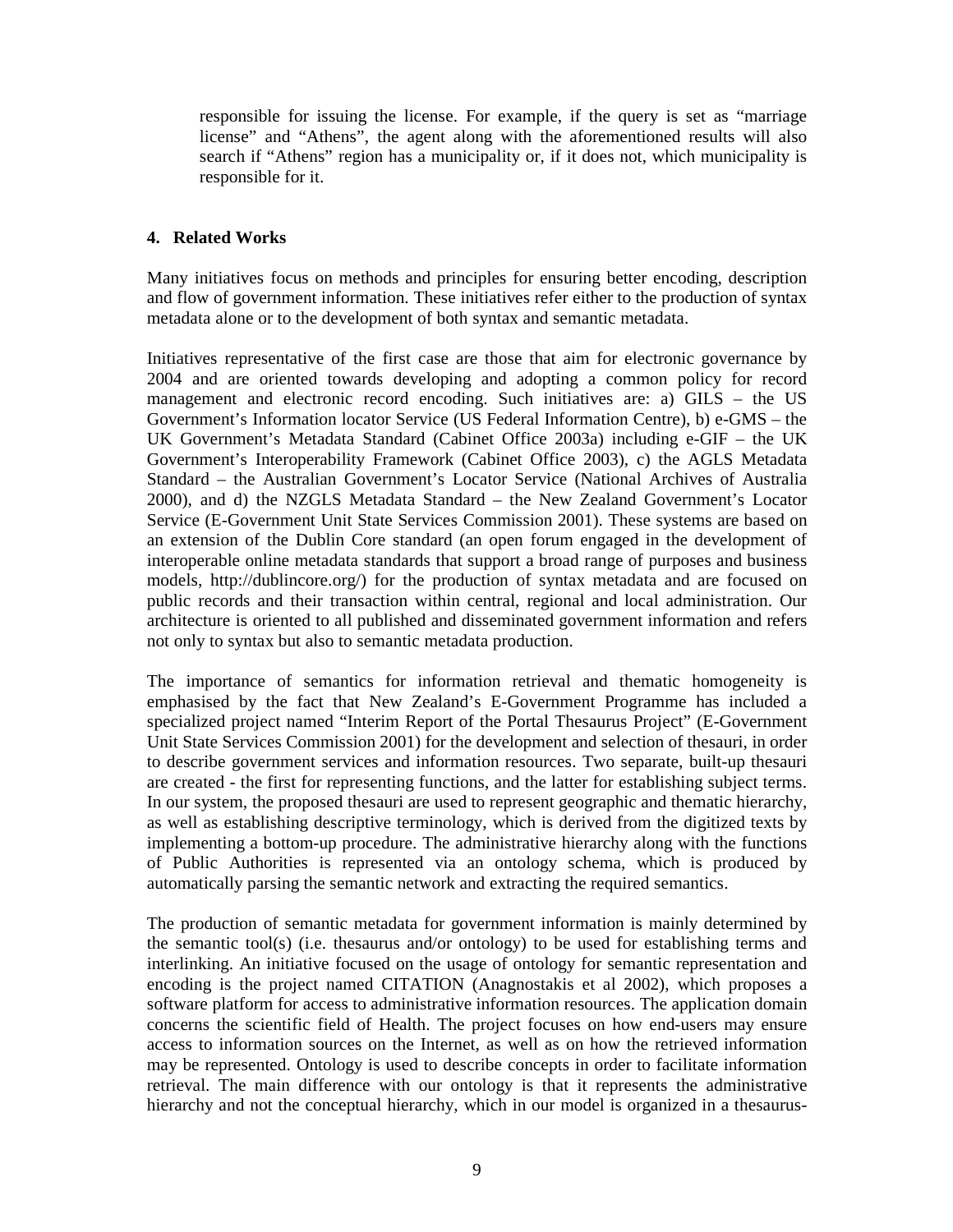responsible for issuing the license. For example, if the query is set as "marriage license" and "Athens", the agent along with the aforementioned results will also search if "Athens" region has a municipality or, if it does not, which municipality is responsible for it.

## 4. Related Works

Many initiatives focus on methods and principles for ensuring better encoding, description and flow of government information. These initiatives refer either to the production of syntax metadata alone or to the development of both syntax and semantic metadata.

Initiatives representative of the first case are those that aim for electronic governance by 2004 and are oriented towards developing and adopting a common policy for record management and electronic record encoding. Such initiatives are: a) GILS – the US Government's Information locator Service (US Federal Information Centre), b) e-GMS – the UK Government's Metadata Standard (Cabinet Office 2003a) including e-GIF – the UK Government's Interoperability Framework (Cabinet Office 2003), c) the AGLS Metadata Standard – the Australian Government's Locator Service (National Archives of Australia 2000), and d) the NZGLS Metadata Standard – the New Zealand Government's Locator Service (E-Government Unit State Services Commission 2001). These systems are based on an extension of the Dublin Core standard (an open forum engaged in the development of interoperable online metadata standards that support a broad range of purposes and business models, http://dublincore.org/) for the production of syntax metadata and are focused on public records and their transaction within central, regional and local administration. Our architecture is oriented to all published and disseminated government information and refers not only to syntax but also to semantic metadata production.

The importance of semantics for information retrieval and thematic homogeneity is emphasised by the fact that New Zealand's E-Government Programme has included a specialized project named "Interim Report of the Portal Thesaurus Project" (E-Government Unit State Services Commission 2001) for the development and selection of thesauri, in order to describe government services and information resources. Two separate, built-up thesauri are created - the first for representing functions, and the latter for establishing subject terms. In our system, the proposed thesauri are used to represent geographic and thematic hierarchy, as well as establishing descriptive terminology, which is derived from the digitized texts by implementing a bottom-up procedure. The administrative hierarchy along with the functions of Public Authorities is represented via an ontology schema, which is produced by automatically parsing the semantic network and extracting the required semantics.

The production of semantic metadata for government information is mainly determined by the semantic tool(s) (i.e. thesaurus and/or ontology) to be used for establishing terms and interlinking. An initiative focused on the usage of ontology for semantic representation and encoding is the project named CITATION (Anagnostakis et al 2002), which proposes a software platform for access to administrative information resources. The application domain concerns the scientific field of Health. The project focuses on how end-users may ensure access to information sources on the Internet, as well as on how the retrieved information may be represented. Ontology is used to describe concepts in order to facilitate information retrieval. The main difference with our ontology is that it represents the administrative hierarchy and not the conceptual hierarchy, which in our model is organized in a thesaurus-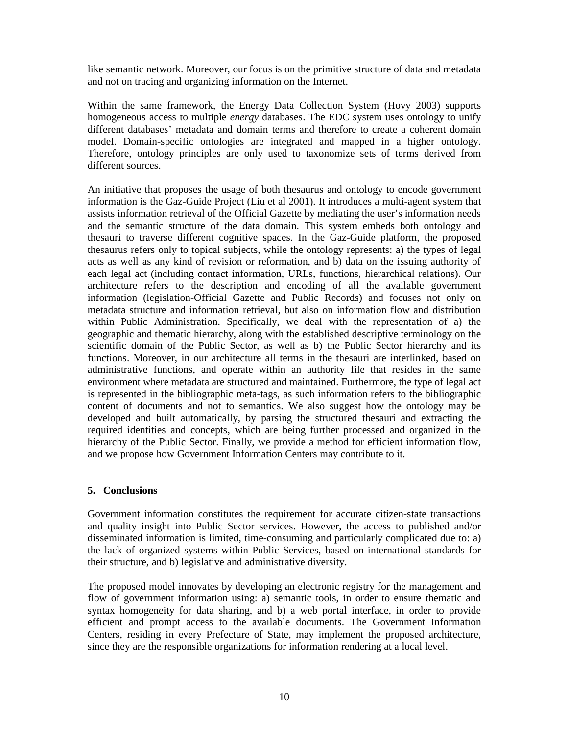like semantic network. Moreover, our focus is on the primitive structure of data and metadata and not on tracing and organizing information on the Internet.

Within the same framework, the Energy Data Collection System (Hovy 2003) supports homogeneous access to multiple *energy* databases. The EDC system uses ontology to unify different databases' metadata and domain terms and therefore to create a coherent domain model. Domain-specific ontologies are integrated and mapped in a higher ontology. Therefore, ontology principles are only used to taxonomize sets of terms derived from different sources.

An initiative that proposes the usage of both thesaurus and ontology to encode government information is the Gaz-Guide Project (Liu et al 2001). It introduces a multi-agent system that assists information retrieval of the Official Gazette by mediating the user's information needs and the semantic structure of the data domain. This system embeds both ontology and thesauri to traverse different cognitive spaces. In the Gaz-Guide platform, the proposed thesaurus refers only to topical subjects, while the ontology represents: a) the types of legal acts as well as any kind of revision or reformation, and b) data on the issuing authority of each legal act (including contact information, URLs, functions, hierarchical relations). Our architecture refers to the description and encoding of all the available government information (legislation-Official Gazette and Public Records) and focuses not only on metadata structure and information retrieval, but also on information flow and distribution within Public Administration. Specifically, we deal with the representation of a) the geographic and thematic hierarchy, along with the established descriptive terminology on the scientific domain of the Public Sector, as well as b) the Public Sector hierarchy and its functions. Moreover, in our architecture all terms in the thesauri are interlinked, based on administrative functions, and operate within an authority file that resides in the same environment where metadata are structured and maintained. Furthermore, the type of legal act is represented in the bibliographic meta-tags, as such information refers to the bibliographic content of documents and not to semantics. We also suggest how the ontology may be developed and built automatically, by parsing the structured thesauri and extracting the required identities and concepts, which are being further processed and organized in the hierarchy of the Public Sector. Finally, we provide a method for efficient information flow, and we propose how Government Information Centers may contribute to it.

## 5. Conclusions

Government information constitutes the requirement for accurate citizen-state transactions and quality insight into Public Sector services. However, the access to published and/or disseminated information is limited, time-consuming and particularly complicated due to: a) the lack of organized systems within Public Services, based on international standards for their structure, and b) legislative and administrative diversity.

The proposed model innovates by developing an electronic registry for the management and flow of government information using: a) semantic tools, in order to ensure thematic and syntax homogeneity for data sharing, and b) a web portal interface, in order to provide efficient and prompt access to the available documents. The Government Information Centers, residing in every Prefecture of State, may implement the proposed architecture, since they are the responsible organizations for information rendering at a local level.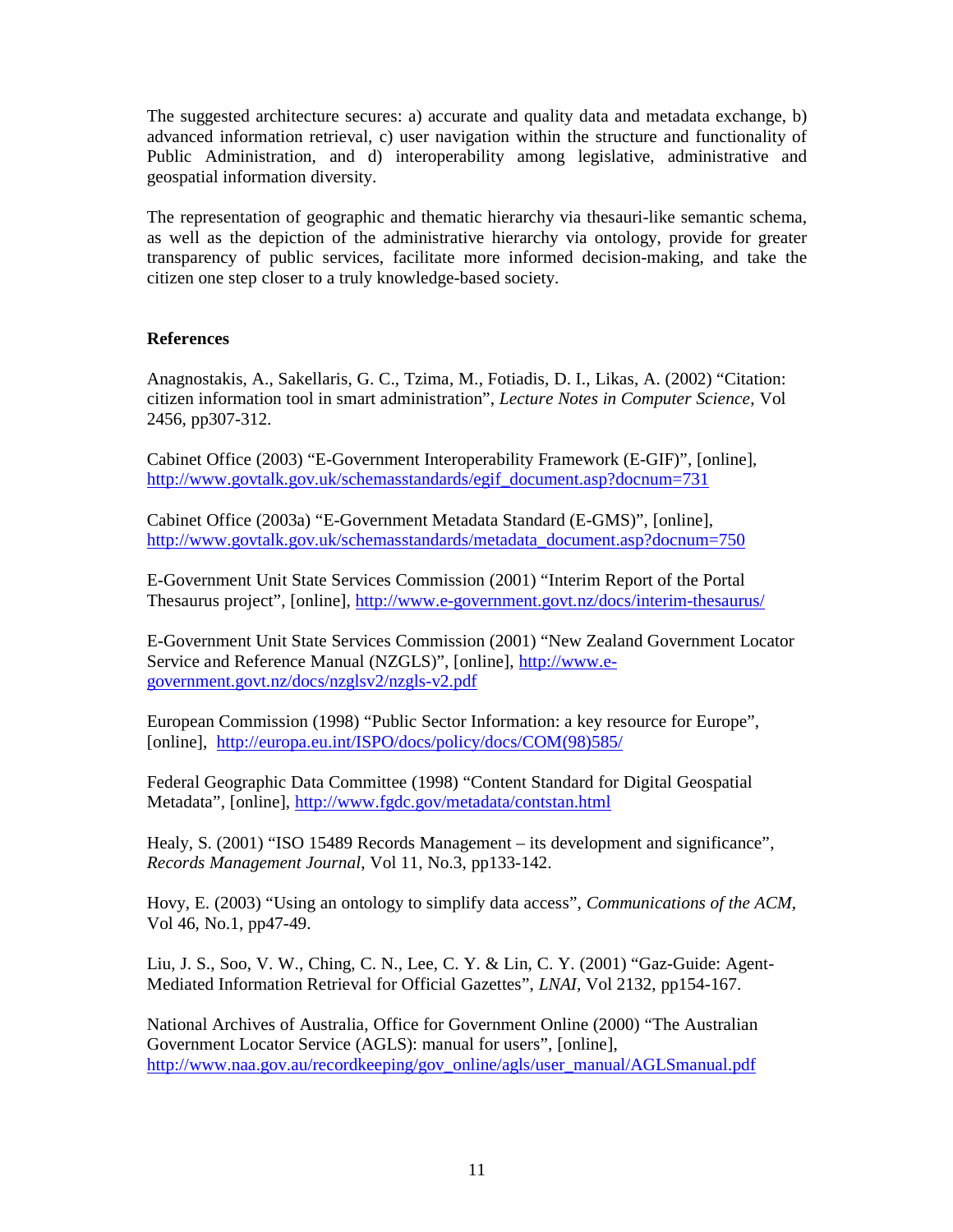The suggested architecture secures: a) accurate and quality data and metadata exchange, b) advanced information retrieval, c) user navigation within the structure and functionality of Public Administration, and d) interoperability among legislative, administrative and geospatial information diversity.

The representation of geographic and thematic hierarchy via thesauri-like semantic schema, as well as the depiction of the administrative hierarchy via ontology, provide for greater transparency of public services, facilitate more informed decision-making, and take the citizen one step closer to a truly knowledge-based society.

**References**

Anagnostakis, A., Sakellaris, G. C., Tzima, M., Fotiadis, D. I., Likas, A. (2002) "Citation: citizen information tool in smart administration", *Lecture Notes in Computer Science*, Vol 2456, pp307-312.

Cabinet Office (2003) "E-Government Interoperability Framework (E-GIF)", [online], http://www.govtalk.gov.uk/schemasstandards/egif_document.asp?docnum=731

Cabinet Office (2003a) "E-Government Metadata Standard (E-GMS)", [online], http://www.govtalk.gov.uk/schemasstandards/metadata_document.asp?docnum=750

E-Government Unit State Services Commission (2001) "Interim Report of the Portal Thesaurus project", [online], http://www.e-government.govt.nz/docs/interim-thesaurus/

E-Government Unit State Services Commission (2001) "New Zealand Government Locator Service and Reference Manual (NZGLS)", [online], http://www.e-government.govt.nz/docs/nzglsv2/nzgls-v2.pdf

European Commission (1998) "Public Sector Information: a key resource for Europe", [online], http://europa.eu.int/ISPO/docs/policy/docs/COM(98)585/

Federal Geographic Data Committee (1998) "Content Standard for Digital Geospatial Metadata", [online], http://www.fgdc.gov/metadata/contstan.html

Healy, S. (2001) "ISO 15489 Records Management – its development and significance", *Records Management Journal*, Vol 11, No.3, pp133-142.

Hovy, E. (2003) "Using an ontology to simplify data access", *Communications of the ACM*, Vol 46, No.1, pp47-49.

Liu, J. S., Soo, V. W., Ching, C. N., Lee, C. Y. & Lin, C. Y. (2001) "Gaz-Guide: Agent-Mediated Information Retrieval for Official Gazettes", *LNAI*, Vol 2132, pp154-167.

National Archives of Australia, Office for Government Online (2000) "The Australian Government Locator Service (AGLS): manual for users", [online], http://www.naa.gov.au/recordkeeping/gov_online/agls/user_manual/AGLSmanual.pdf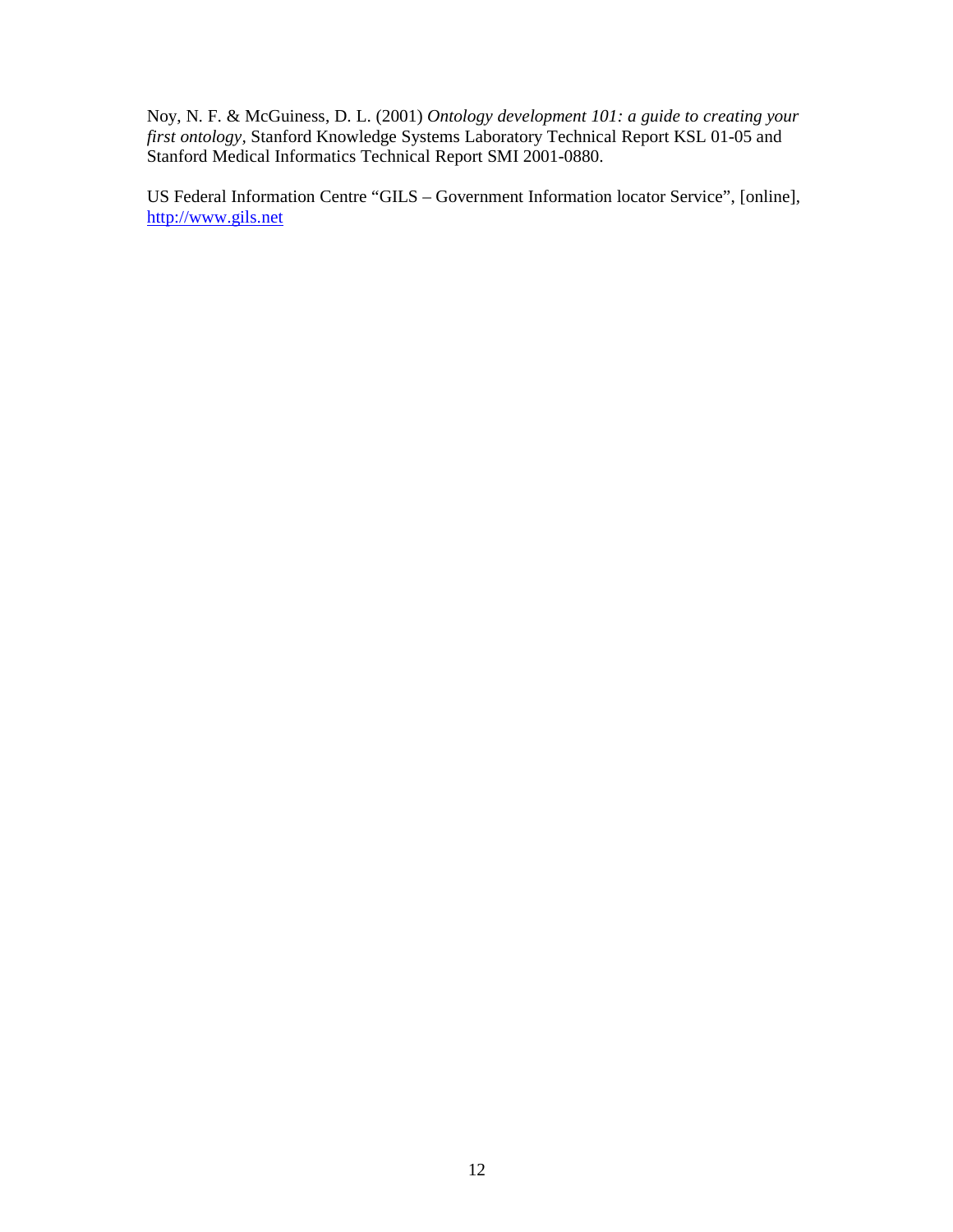Noy, N. F. & McGuiness, D. L. (2001) *Ontology development 101: a guide to creating your first ontology*, Stanford Knowledge Systems Laboratory Technical Report KSL 01-05 and Stanford Medical Informatics Technical Report SMI 2001-0880.

US Federal Information Centre "GILS – Government Information locator Service", [online], http://www.gils.net